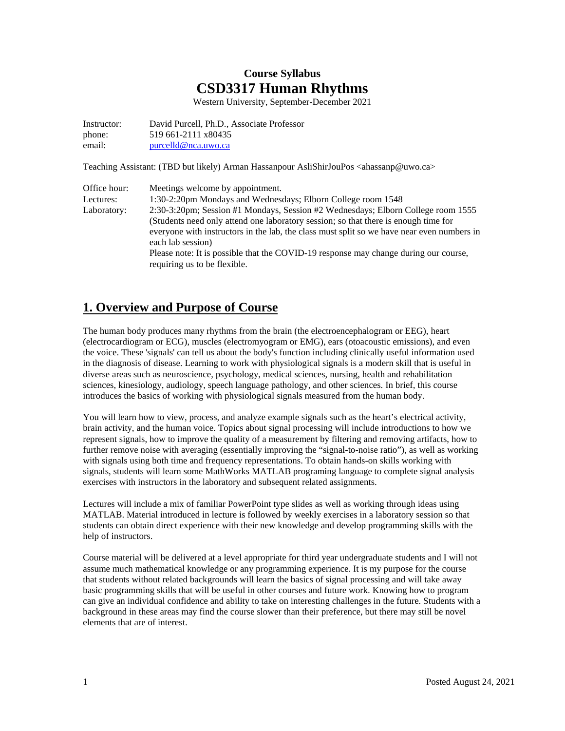# Course Syllabus

# CSD3317 Human Rhythms

Western University, September-December 2021

| | |
|---|---|
| Instructor: | David Purcell, Ph.D., Associate Professor |
| phone: | 519 661-2111 x80435 |
| email: | purcelld@nca.uwo.ca |

Teaching Assistant: (TBD but likely) Arman Hassanpour AsliShirJouPos <ahassanp@uwo.ca>

| | |
|---|---|
| Office hour: | Meetings welcome by appointment. |
| Lectures: | 1:30-2:20pm Mondays and Wednesdays; Elborn College room 1548 |
| Laboratory: | 2:30-3:20pm; Session #1 Mondays, Session #2 Wednesdays; Elborn College room 1555 (Students need only attend one laboratory session; so that there is enough time for everyone with instructors in the lab, the class must split so we have near even numbers in each lab session) Please note: It is possible that the COVID-19 response may change during our course, requiring us to be flexible. |

## 1. Overview and Purpose of Course

The human body produces many rhythms from the brain (the electroencephalogram or EEG), heart (electrocardiogram or ECG), muscles (electromyogram or EMG), ears (otoacoustic emissions), and even the voice. These 'signals' can tell us about the body's function including clinically useful information used in the diagnosis of disease. Learning to work with physiological signals is a modern skill that is useful in diverse areas such as neuroscience, psychology, medical sciences, nursing, health and rehabilitation sciences, kinesiology, audiology, speech language pathology, and other sciences. In brief, this course introduces the basics of working with physiological signals measured from the human body.

You will learn how to view, process, and analyze example signals such as the heart's electrical activity, brain activity, and the human voice. Topics about signal processing will include introductions to how we represent signals, how to improve the quality of a measurement by filtering and removing artifacts, how to further remove noise with averaging (essentially improving the "signal-to-noise ratio"), as well as working with signals using both time and frequency representations. To obtain hands-on skills working with signals, students will learn some MathWorks MATLAB programing language to complete signal analysis exercises with instructors in the laboratory and subsequent related assignments.

Lectures will include a mix of familiar PowerPoint type slides as well as working through ideas using MATLAB. Material introduced in lecture is followed by weekly exercises in a laboratory session so that students can obtain direct experience with their new knowledge and develop programming skills with the help of instructors.

Course material will be delivered at a level appropriate for third year undergraduate students and I will not assume much mathematical knowledge or any programming experience. It is my purpose for the course that students without related backgrounds will learn the basics of signal processing and will take away basic programming skills that will be useful in other courses and future work. Knowing how to program can give an individual confidence and ability to take on interesting challenges in the future. Students with a background in these areas may find the course slower than their preference, but there may still be novel elements that are of interest.

Posted August 24, 2021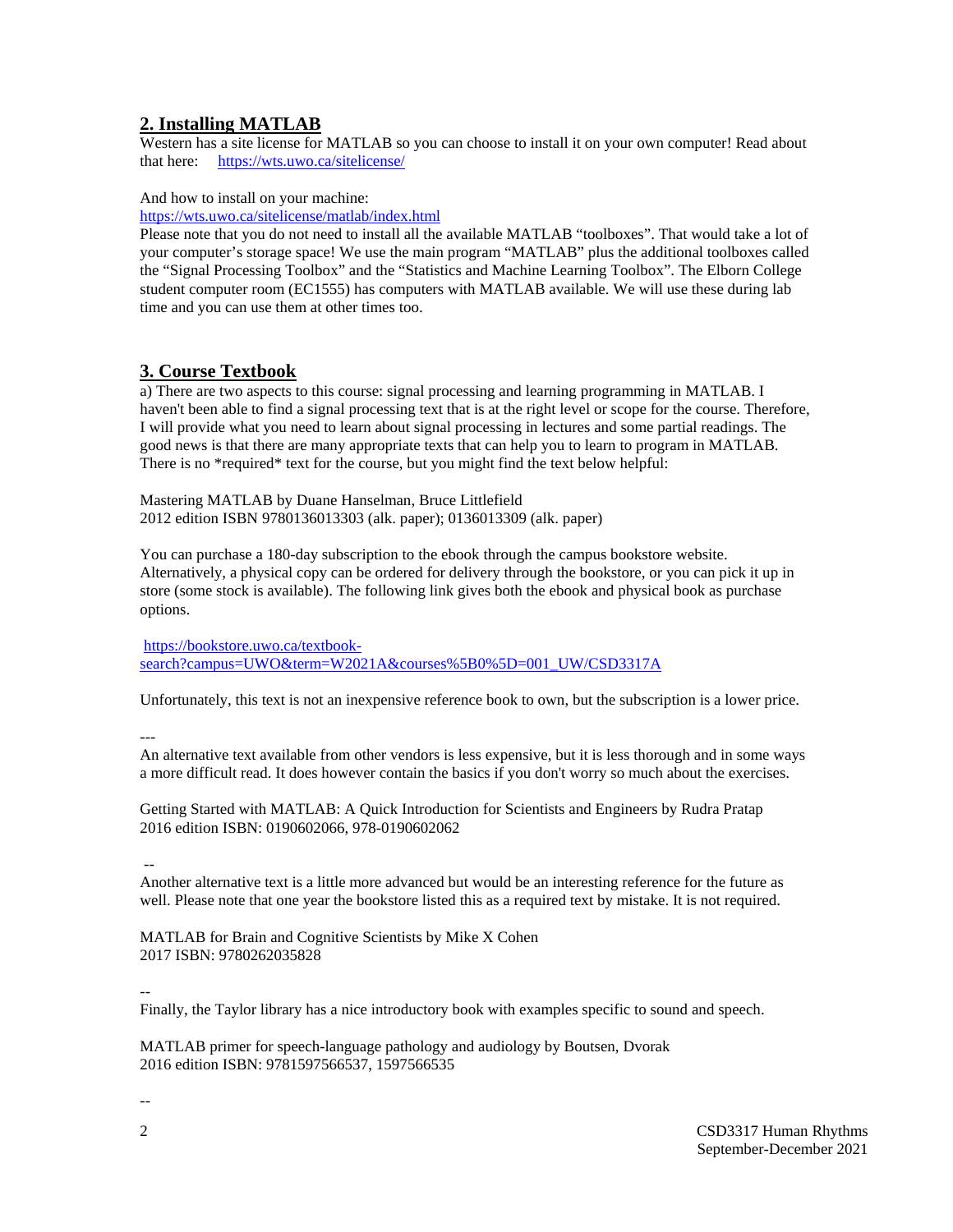## 2. Installing MATLAB

Western has a site license for MATLAB so you can choose to install it on your own computer! Read about that here: https://wts.uwo.ca/sitelicense/

And how to install on your machine:
https://wts.uwo.ca/sitelicense/matlab/index.html
Please note that you do not need to install all the available MATLAB "toolboxes". That would take a lot of your computer's storage space! We use the main program "MATLAB" plus the additional toolboxes called the "Signal Processing Toolbox" and the "Statistics and Machine Learning Toolbox". The Elborn College student computer room (EC1555) has computers with MATLAB available. We will use these during lab time and you can use them at other times too.

## 3. Course Textbook

a) There are two aspects to this course: signal processing and learning programming in MATLAB. I haven't been able to find a signal processing text that is at the right level or scope for the course. Therefore, I will provide what you need to learn about signal processing in lectures and some partial readings. The good news is that there are many appropriate texts that can help you to learn to program in MATLAB. There is no *required* text for the course, but you might find the text below helpful:

Mastering MATLAB by Duane Hanselman, Bruce Littlefield
2012 edition ISBN 9780136013303 (alk. paper); 0136013309 (alk. paper)

You can purchase a 180-day subscription to the ebook through the campus bookstore website. Alternatively, a physical copy can be ordered for delivery through the bookstore, or you can pick it up in store (some stock is available). The following link gives both the ebook and physical book as purchase options.

https://bookstore.uwo.ca/textbook-search?campus=UWO&term=W2021A&courses%5B0%5D=001_UW/CSD3317A

Unfortunately, this text is not an inexpensive reference book to own, but the subscription is a lower price.

---

An alternative text available from other vendors is less expensive, but it is less thorough and in some ways a more difficult read. It does however contain the basics if you don't worry so much about the exercises.

Getting Started with MATLAB: A Quick Introduction for Scientists and Engineers by Rudra Pratap
2016 edition ISBN: 0190602066, 978-0190602062

--

Another alternative text is a little more advanced but would be an interesting reference for the future as well. Please note that one year the bookstore listed this as a required text by mistake. It is not required.

MATLAB for Brain and Cognitive Scientists by Mike X Cohen
2017 ISBN: 9780262035828

--

Finally, the Taylor library has a nice introductory book with examples specific to sound and speech.

MATLAB primer for speech-language pathology and audiology by Boutsen, Dvorak
2016 edition ISBN: 9781597566537, 1597566535

--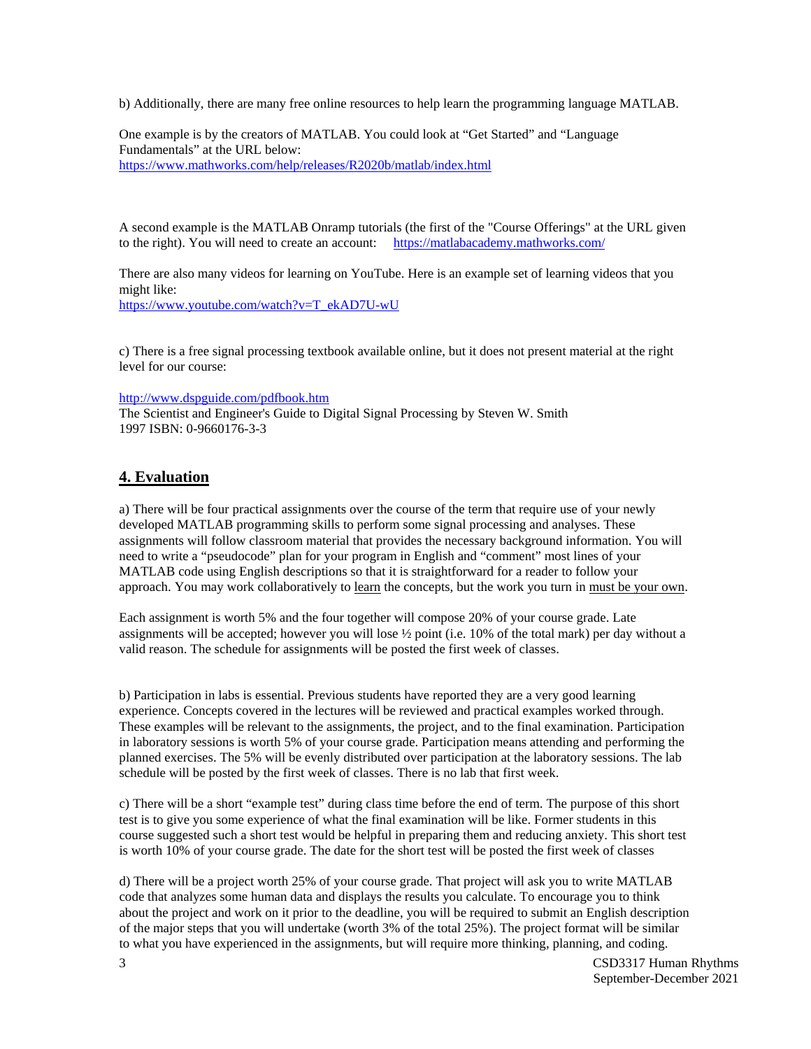b) Additionally, there are many free online resources to help learn the programming language MATLAB.

One example is by the creators of MATLAB. You could look at "Get Started" and "Language Fundamentals" at the URL below:
https://www.mathworks.com/help/releases/R2020b/matlab/index.html

A second example is the MATLAB Onramp tutorials (the first of the "Course Offerings" at the URL given to the right). You will need to create an account: https://matlabacademy.mathworks.com/

There are also many videos for learning on YouTube. Here is an example set of learning videos that you might like:
https://www.youtube.com/watch?v=T_ekAD7U-wU

c) There is a free signal processing textbook available online, but it does not present material at the right level for our course:

http://www.dspguide.com/pdfbook.htm
The Scientist and Engineer's Guide to Digital Signal Processing by Steven W. Smith
1997 ISBN: 0-9660176-3-3

## 4. Evaluation

a) There will be four practical assignments over the course of the term that require use of your newly developed MATLAB programming skills to perform some signal processing and analyses. These assignments will follow classroom material that provides the necessary background information. You will need to write a "pseudocode" plan for your program in English and "comment" most lines of your MATLAB code using English descriptions so that it is straightforward for a reader to follow your approach. You may work collaboratively to learn the concepts, but the work you turn in must be your own.

Each assignment is worth 5% and the four together will compose 20% of your course grade. Late assignments will be accepted; however you will lose ½ point (i.e. 10% of the total mark) per day without a valid reason. The schedule for assignments will be posted the first week of classes.

b) Participation in labs is essential. Previous students have reported they are a very good learning experience. Concepts covered in the lectures will be reviewed and practical examples worked through. These examples will be relevant to the assignments, the project, and to the final examination. Participation in laboratory sessions is worth 5% of your course grade. Participation means attending and performing the planned exercises. The 5% will be evenly distributed over participation at the laboratory sessions. The lab schedule will be posted by the first week of classes. There is no lab that first week.

c) There will be a short "example test" during class time before the end of term. The purpose of this short test is to give you some experience of what the final examination will be like. Former students in this course suggested such a short test would be helpful in preparing them and reducing anxiety. This short test is worth 10% of your course grade. The date for the short test will be posted the first week of classes

d) There will be a project worth 25% of your course grade. That project will ask you to write MATLAB code that analyzes some human data and displays the results you calculate. To encourage you to think about the project and work on it prior to the deadline, you will be required to submit an English description of the major steps that you will undertake (worth 3% of the total 25%). The project format will be similar to what you have experienced in the assignments, but will require more thinking, planning, and coding.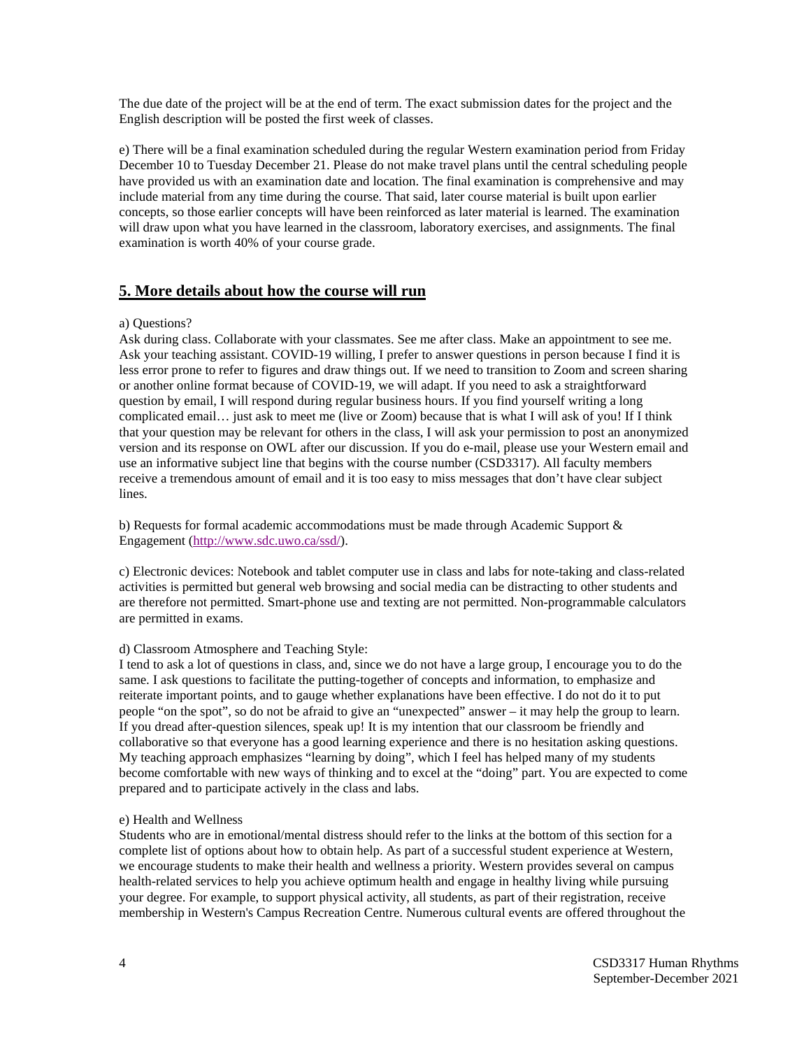The due date of the project will be at the end of term. The exact submission dates for the project and the English description will be posted the first week of classes.

e) There will be a final examination scheduled during the regular Western examination period from Friday December 10 to Tuesday December 21. Please do not make travel plans until the central scheduling people have provided us with an examination date and location. The final examination is comprehensive and may include material from any time during the course. That said, later course material is built upon earlier concepts, so those earlier concepts will have been reinforced as later material is learned. The examination will draw upon what you have learned in the classroom, laboratory exercises, and assignments. The final examination is worth 40% of your course grade.

## 5. More details about how the course will run

a) Questions?
Ask during class. Collaborate with your classmates. See me after class. Make an appointment to see me. Ask your teaching assistant. COVID-19 willing, I prefer to answer questions in person because I find it is less error prone to refer to figures and draw things out. If we need to transition to Zoom and screen sharing or another online format because of COVID-19, we will adapt. If you need to ask a straightforward question by email, I will respond during regular business hours. If you find yourself writing a long complicated email… just ask to meet me (live or Zoom) because that is what I will ask of you! If I think that your question may be relevant for others in the class, I will ask your permission to post an anonymized version and its response on OWL after our discussion. If you do e-mail, please use your Western email and use an informative subject line that begins with the course number (CSD3317). All faculty members receive a tremendous amount of email and it is too easy to miss messages that don't have clear subject lines.

b) Requests for formal academic accommodations must be made through Academic Support & Engagement (http://www.sdc.uwo.ca/ssd/).

c) Electronic devices: Notebook and tablet computer use in class and labs for note-taking and class-related activities is permitted but general web browsing and social media can be distracting to other students and are therefore not permitted. Smart-phone use and texting are not permitted. Non-programmable calculators are permitted in exams.

d) Classroom Atmosphere and Teaching Style:
I tend to ask a lot of questions in class, and, since we do not have a large group, I encourage you to do the same. I ask questions to facilitate the putting-together of concepts and information, to emphasize and reiterate important points, and to gauge whether explanations have been effective. I do not do it to put people "on the spot", so do not be afraid to give an "unexpected" answer – it may help the group to learn. If you dread after-question silences, speak up! It is my intention that our classroom be friendly and collaborative so that everyone has a good learning experience and there is no hesitation asking questions. My teaching approach emphasizes "learning by doing", which I feel has helped many of my students become comfortable with new ways of thinking and to excel at the "doing" part. You are expected to come prepared and to participate actively in the class and labs.

e) Health and Wellness
Students who are in emotional/mental distress should refer to the links at the bottom of this section for a complete list of options about how to obtain help. As part of a successful student experience at Western, we encourage students to make their health and wellness a priority. Western provides several on campus health-related services to help you achieve optimum health and engage in healthy living while pursuing your degree. For example, to support physical activity, all students, as part of their registration, receive membership in Western's Campus Recreation Centre. Numerous cultural events are offered throughout the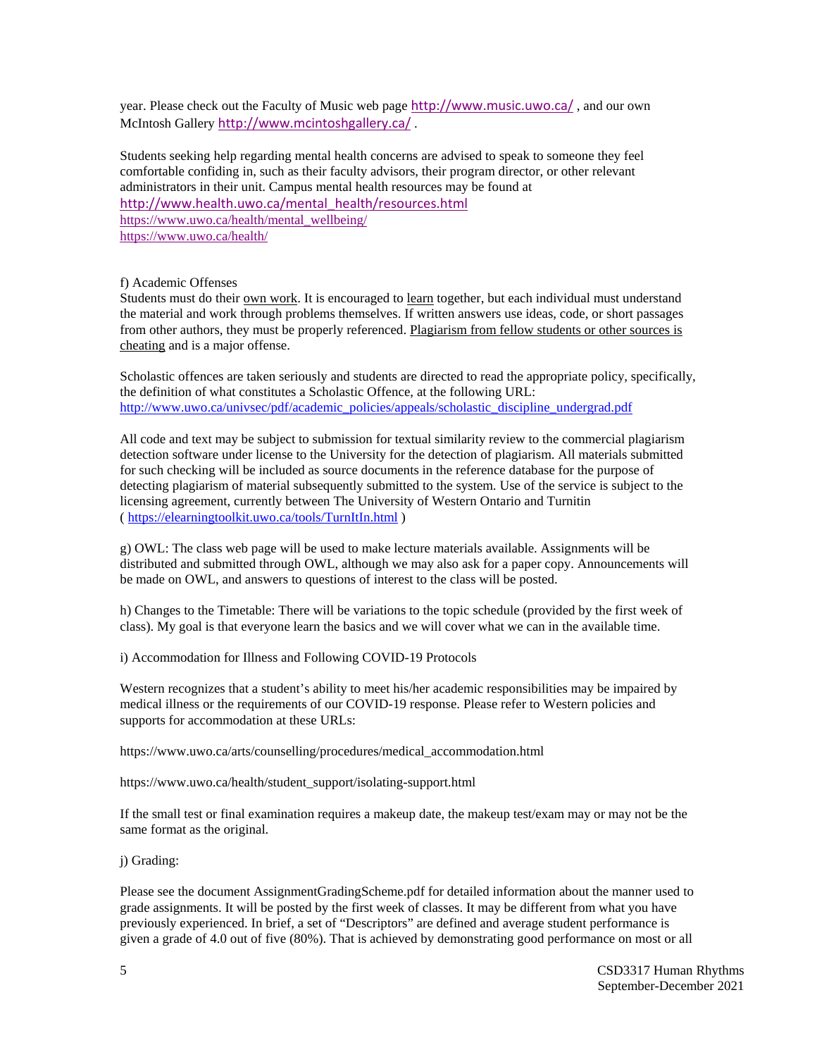year. Please check out the Faculty of Music web page http://www.music.uwo.ca/ , and our own McIntosh Gallery http://www.mcintoshgallery.ca/ .

Students seeking help regarding mental health concerns are advised to speak to someone they feel comfortable confiding in, such as their faculty advisors, their program director, or other relevant administrators in their unit. Campus mental health resources may be found at
http://www.health.uwo.ca/mental_health/resources.html
https://www.uwo.ca/health/mental_wellbeing/
https://www.uwo.ca/health/

f) Academic Offenses

Students must do their <u>own work</u>. It is encouraged to <u>learn</u> together, but each individual must understand the material and work through problems themselves. If written answers use ideas, code, or short passages from other authors, they must be properly referenced. <u>Plagiarism from fellow students or other sources is cheating</u> and is a major offense.

Scholastic offences are taken seriously and students are directed to read the appropriate policy, specifically, the definition of what constitutes a Scholastic Offence, at the following URL:
http://www.uwo.ca/univsec/pdf/academic_policies/appeals/scholastic_discipline_undergrad.pdf

All code and text may be subject to submission for textual similarity review to the commercial plagiarism detection software under license to the University for the detection of plagiarism. All materials submitted for such checking will be included as source documents in the reference database for the purpose of detecting plagiarism of material subsequently submitted to the system. Use of the service is subject to the licensing agreement, currently between The University of Western Ontario and Turnitin ( https://elearningtoolkit.uwo.ca/tools/TurnItIn.html )

g) OWL: The class web page will be used to make lecture materials available. Assignments will be distributed and submitted through OWL, although we may also ask for a paper copy. Announcements will be made on OWL, and answers to questions of interest to the class will be posted.

h) Changes to the Timetable: There will be variations to the topic schedule (provided by the first week of class). My goal is that everyone learn the basics and we will cover what we can in the available time.

i) Accommodation for Illness and Following COVID-19 Protocols

Western recognizes that a student's ability to meet his/her academic responsibilities may be impaired by medical illness or the requirements of our COVID-19 response. Please refer to Western policies and supports for accommodation at these URLs:

https://www.uwo.ca/arts/counselling/procedures/medical_accommodation.html

https://www.uwo.ca/health/student_support/isolating-support.html

If the small test or final examination requires a makeup date, the makeup test/exam may or may not be the same format as the original.

j) Grading:

Please see the document AssignmentGradingScheme.pdf for detailed information about the manner used to grade assignments. It will be posted by the first week of classes. It may be different from what you have previously experienced. In brief, a set of "Descriptors" are defined and average student performance is given a grade of 4.0 out of five (80%). That is achieved by demonstrating good performance on most or all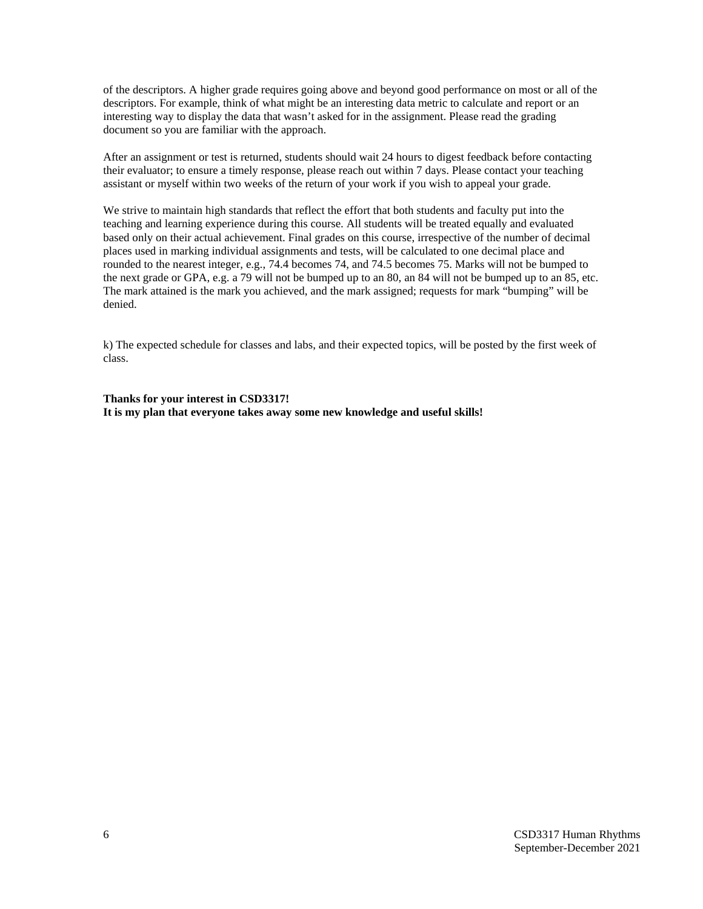of the descriptors. A higher grade requires going above and beyond good performance on most or all of the descriptors. For example, think of what might be an interesting data metric to calculate and report or an interesting way to display the data that wasn't asked for in the assignment. Please read the grading document so you are familiar with the approach.

After an assignment or test is returned, students should wait 24 hours to digest feedback before contacting their evaluator; to ensure a timely response, please reach out within 7 days. Please contact your teaching assistant or myself within two weeks of the return of your work if you wish to appeal your grade.

We strive to maintain high standards that reflect the effort that both students and faculty put into the teaching and learning experience during this course. All students will be treated equally and evaluated based only on their actual achievement. Final grades on this course, irrespective of the number of decimal places used in marking individual assignments and tests, will be calculated to one decimal place and rounded to the nearest integer, e.g., 74.4 becomes 74, and 74.5 becomes 75. Marks will not be bumped to the next grade or GPA, e.g. a 79 will not be bumped up to an 80, an 84 will not be bumped up to an 85, etc. The mark attained is the mark you achieved, and the mark assigned; requests for mark "bumping" will be denied.

k) The expected schedule for classes and labs, and their expected topics, will be posted by the first week of class.

**Thanks for your interest in CSD3317!**
**It is my plan that everyone takes away some new knowledge and useful skills!**